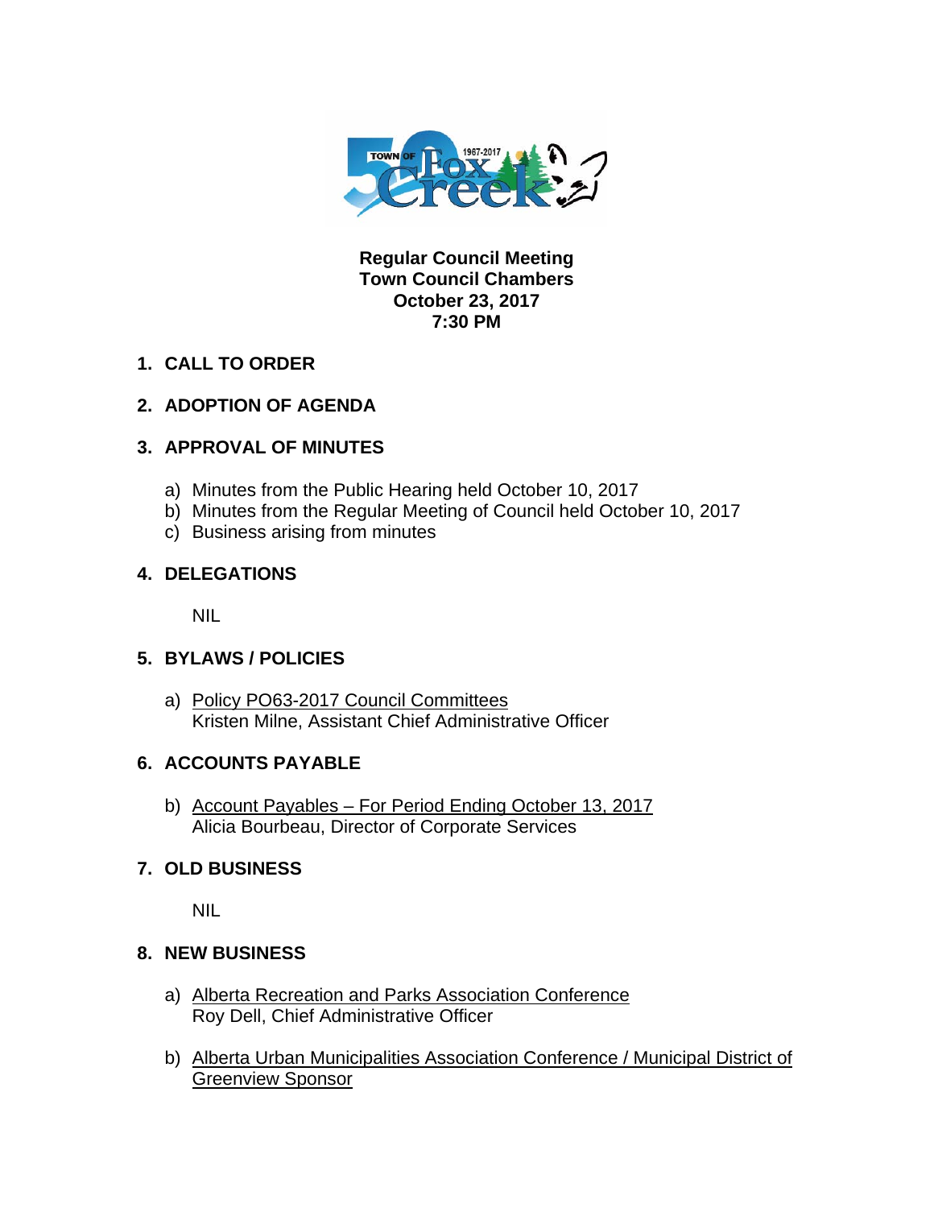**Regular Council Meeting**
**Town Council Chambers**
**October 23, 2017**
**7:30 PM**

## 1. CALL TO ORDER

## 2. ADOPTION OF AGENDA

## 3. APPROVAL OF MINUTES

a) Minutes from the Public Hearing held October 10, 2017
b) Minutes from the Regular Meeting of Council held October 10, 2017
c) Business arising from minutes

## 4. DELEGATIONS

NIL

## 5. BYLAWS / POLICIES

a) Policy PO63-2017 Council Committees
Kristen Milne, Assistant Chief Administrative Officer

## 6. ACCOUNTS PAYABLE

b) Account Payables – For Period Ending October 13, 2017
Alicia Bourbeau, Director of Corporate Services

## 7. OLD BUSINESS

NIL

## 8. NEW BUSINESS

a) Alberta Recreation and Parks Association Conference
Roy Dell, Chief Administrative Officer

b) Alberta Urban Municipalities Association Conference / Municipal District of Greenview Sponsor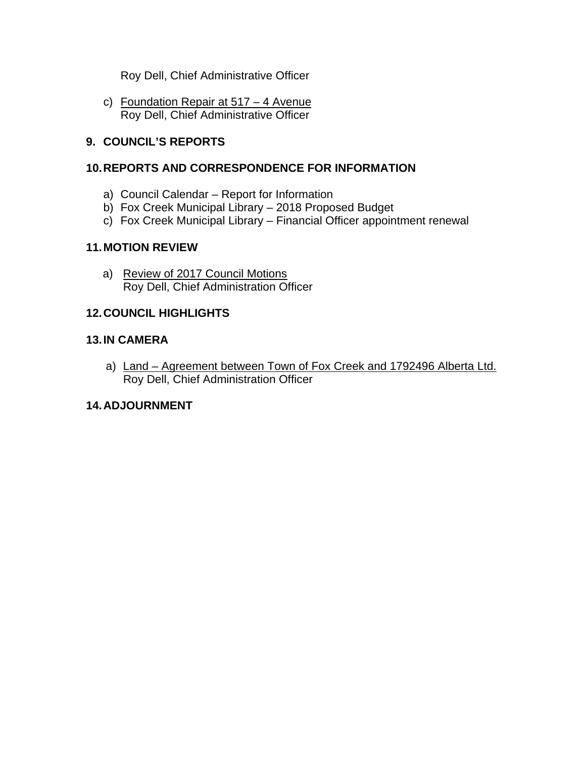Roy Dell, Chief Administrative Officer

c) <u>Foundation Repair at 517 – 4 Avenue</u>
Roy Dell, Chief Administrative Officer

## 9. COUNCIL'S REPORTS

## 10. REPORTS AND CORRESPONDENCE FOR INFORMATION

a) Council Calendar – Report for Information
b) Fox Creek Municipal Library – 2018 Proposed Budget
c) Fox Creek Municipal Library – Financial Officer appointment renewal

## 11. MOTION REVIEW

a) <u>Review of 2017 Council Motions</u>
Roy Dell, Chief Administration Officer

## 12. COUNCIL HIGHLIGHTS

## 13. IN CAMERA

a) <u>Land – Agreement between Town of Fox Creek and 1792496 Alberta Ltd.</u>
Roy Dell, Chief Administration Officer

## 14. ADJOURNMENT